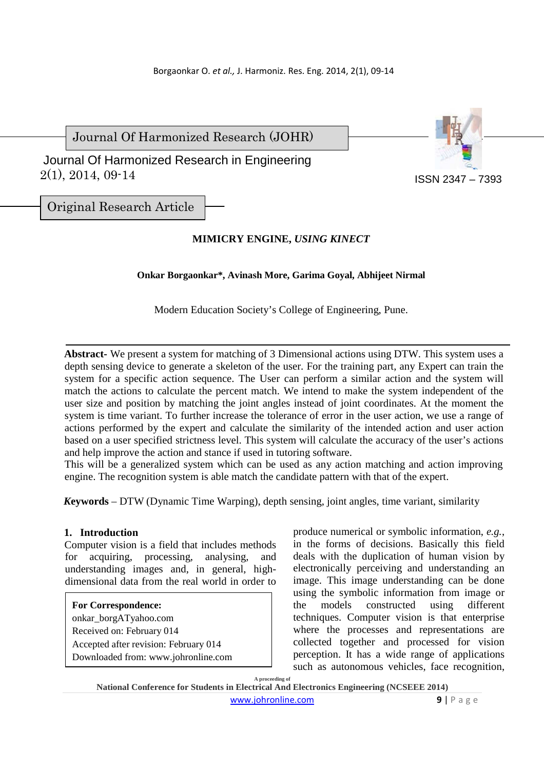Journal Of Harmonized Research (JOHR)

Journal Of Harmonized Research in Engineering
2(1), 2014, 09-14

ISSN 2347 – 7393

Original Research Article

# MIMICRY ENGINE, *USING KINECT*

**Onkar Borgaonkar\*, Avinash More, Garima Goyal, Abhijeet Nirmal**

Modern Education Society's College of Engineering, Pune.

**Abstract-** We present a system for matching of 3 Dimensional actions using DTW. This system uses a depth sensing device to generate a skeleton of the user. For the training part, any Expert can train the system for a specific action sequence. The User can perform a similar action and the system will match the actions to calculate the percent match. We intend to make the system independent of the user size and position by matching the joint angles instead of joint coordinates. At the moment the system is time variant. To further increase the tolerance of error in the user action, we use a range of actions performed by the expert and calculate the similarity of the intended action and user action based on a user specified strictness level. This system will calculate the accuracy of the user's actions and help improve the action and stance if used in tutoring software.
This will be a generalized system which can be used as any action matching and action improving engine. The recognition system is able match the candidate pattern with that of the expert.

***K*eywords** – DTW (Dynamic Time Warping), depth sensing, joint angles, time variant, similarity

## 1. Introduction

Computer vision is a field that includes methods for acquiring, processing, analysing, and understanding images and, in general, high-dimensional data from the real world in order to produce numerical or symbolic information, *e.g.*, in the forms of decisions. Basically this field deals with the duplication of human vision by electronically perceiving and understanding an image. This image understanding can be done using the symbolic information from image or the models constructed using different techniques. Computer vision is that enterprise where the processes and representations are collected together and processed for vision perception. It has a wide range of applications such as autonomous vehicles, face recognition,

**For Correspondence:**
onkar_borgATyahoo.com
Received on: February 014
Accepted after revision: February 014
Downloaded from: www.johronline.com

A proceeding of
**National Conference for Students in Electrical And Electronics Engineering (NCSEEE 2014)**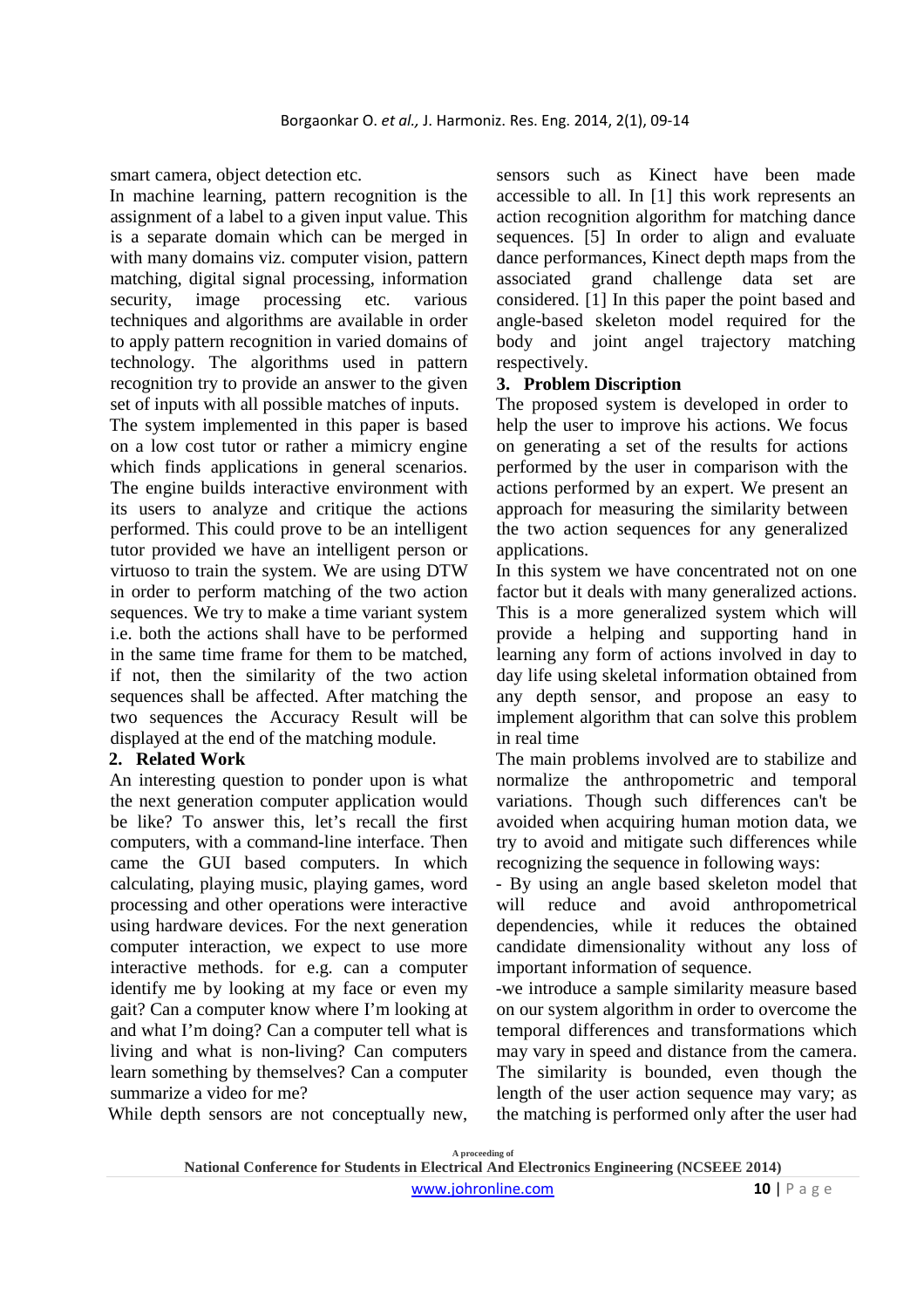smart camera, object detection etc.

In machine learning, pattern recognition is the assignment of a label to a given input value. This is a separate domain which can be merged in with many domains viz. computer vision, pattern matching, digital signal processing, information security, image processing etc. various techniques and algorithms are available in order to apply pattern recognition in varied domains of technology. The algorithms used in pattern recognition try to provide an answer to the given set of inputs with all possible matches of inputs.

The system implemented in this paper is based on a low cost tutor or rather a mimicry engine which finds applications in general scenarios. The engine builds interactive environment with its users to analyze and critique the actions performed. This could prove to be an intelligent tutor provided we have an intelligent person or virtuoso to train the system. We are using DTW in order to perform matching of the two action sequences. We try to make a time variant system i.e. both the actions shall have to be performed in the same time frame for them to be matched, if not, then the similarity of the two action sequences shall be affected. After matching the two sequences the Accuracy Result will be displayed at the end of the matching module.

## 2. Related Work

An interesting question to ponder upon is what the next generation computer application would be like? To answer this, let's recall the first computers, with a command-line interface. Then came the GUI based computers. In which calculating, playing music, playing games, word processing and other operations were interactive using hardware devices. For the next generation computer interaction, we expect to use more interactive methods. for e.g. can a computer identify me by looking at my face or even my gait? Can a computer know where I'm looking at and what I'm doing? Can a computer tell what is living and what is non-living? Can computers learn something by themselves? Can a computer summarize a video for me?

While depth sensors are not conceptually new, sensors such as Kinect have been made accessible to all. In [1] this work represents an action recognition algorithm for matching dance sequences. [5] In order to align and evaluate dance performances, Kinect depth maps from the associated grand challenge data set are considered. [1] In this paper the point based and angle-based skeleton model required for the body and joint angel trajectory matching respectively.

## 3. Problem Discription

The proposed system is developed in order to help the user to improve his actions. We focus on generating a set of the results for actions performed by the user in comparison with the actions performed by an expert. We present an approach for measuring the similarity between the two action sequences for any generalized applications.

In this system we have concentrated not on one factor but it deals with many generalized actions. This is a more generalized system which will provide a helping and supporting hand in learning any form of actions involved in day to day life using skeletal information obtained from any depth sensor, and propose an easy to implement algorithm that can solve this problem in real time

The main problems involved are to stabilize and normalize the anthropometric and temporal variations. Though such differences can't be avoided when acquiring human motion data, we try to avoid and mitigate such differences while recognizing the sequence in following ways:

- By using an angle based skeleton model that will reduce and avoid anthropometrical dependencies, while it reduces the obtained candidate dimensionality without any loss of important information of sequence.

-we introduce a sample similarity measure based on our system algorithm in order to overcome the temporal differences and transformations which may vary in speed and distance from the camera. The similarity is bounded, even though the length of the user action sequence may vary; as the matching is performed only after the user had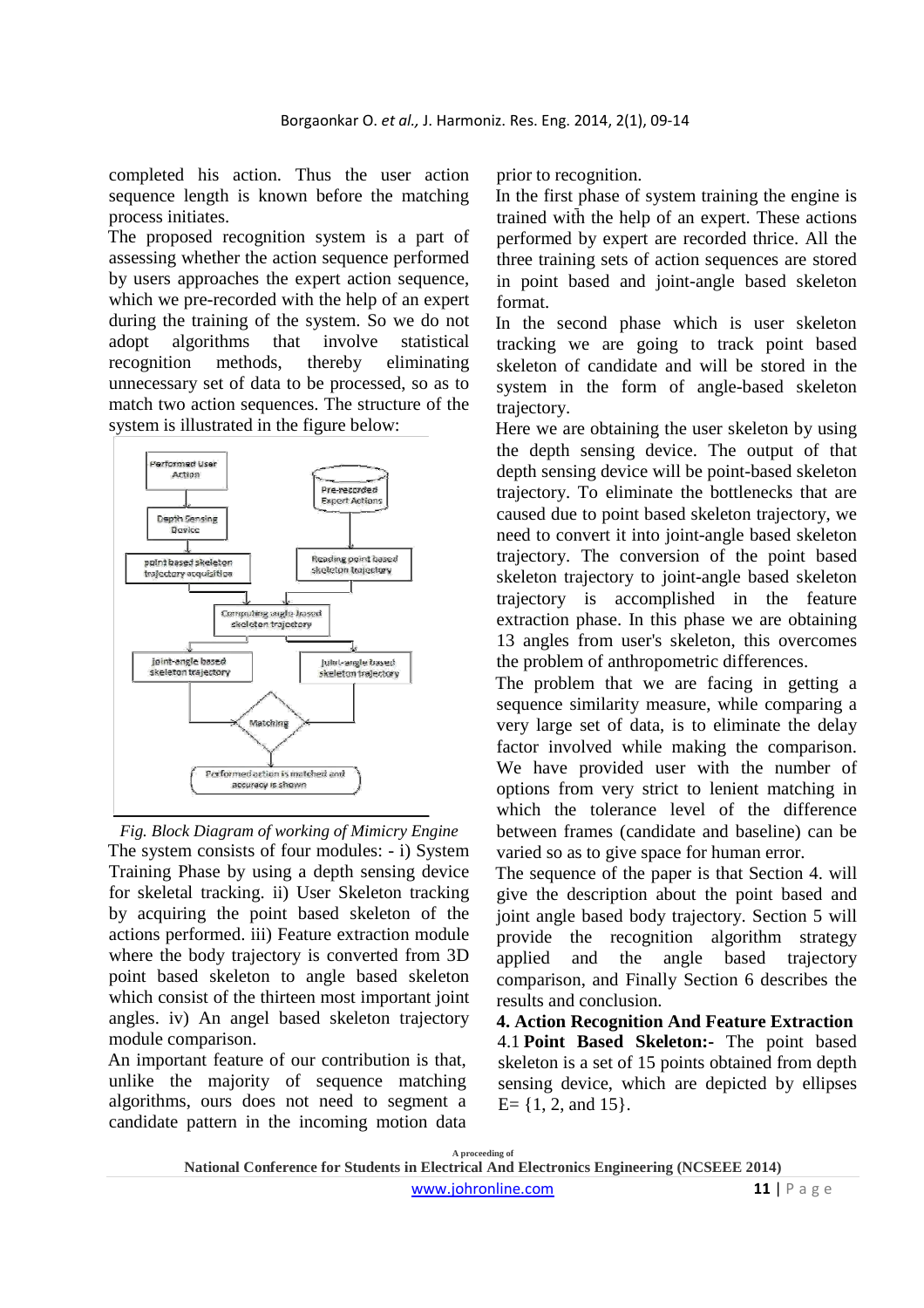completed his action. Thus the user action sequence length is known before the matching process initiates.

The proposed recognition system is a part of assessing whether the action sequence performed by users approaches the expert action sequence, which we pre-recorded with the help of an expert during the training of the system. So we do not adopt algorithms that involve statistical recognition methods, thereby eliminating unnecessary set of data to be processed, so as to match two action sequences. The structure of the system is illustrated in the figure below:

*Fig. Block Diagram of working of Mimicry Engine*

The system consists of four modules: - i) System Training Phase by using a depth sensing device for skeletal tracking. ii) User Skeleton tracking by acquiring the point based skeleton of the actions performed. iii) Feature extraction module where the body trajectory is converted from 3D point based skeleton to angle based skeleton which consist of the thirteen most important joint angles. iv) An angel based skeleton trajectory module comparison.

An important feature of our contribution is that, unlike the majority of sequence matching algorithms, ours does not need to segment a candidate pattern in the incoming motion data prior to recognition.

In the first phase of system training the engine is trained with the help of an expert. These actions performed by expert are recorded thrice. All the three training sets of action sequences are stored in point based and joint-angle based skeleton format.

In the second phase which is user skeleton tracking we are going to track point based skeleton of candidate and will be stored in the system in the form of angle-based skeleton trajectory.

Here we are obtaining the user skeleton by using the depth sensing device. The output of that depth sensing device will be point-based skeleton trajectory. To eliminate the bottlenecks that are caused due to point based skeleton trajectory, we need to convert it into joint-angle based skeleton trajectory. The conversion of the point based skeleton trajectory to joint-angle based skeleton trajectory is accomplished in the feature extraction phase. In this phase we are obtaining 13 angles from user's skeleton, this overcomes the problem of anthropometric differences.

The problem that we are facing in getting a sequence similarity measure, while comparing a very large set of data, is to eliminate the delay factor involved while making the comparison. We have provided user with the number of options from very strict to lenient matching in which the tolerance level of the difference between frames (candidate and baseline) can be varied so as to give space for human error.

The sequence of the paper is that Section 4. will give the description about the point based and joint angle based body trajectory. Section 5 will provide the recognition algorithm strategy applied and the angle based trajectory comparison, and Finally Section 6 describes the results and conclusion.

## 4. Action Recognition And Feature Extraction

**4.1 Point Based Skeleton:-** The point based skeleton is a set of 15 points obtained from depth sensing device, which are depicted by ellipses E= {1, 2, and 15}.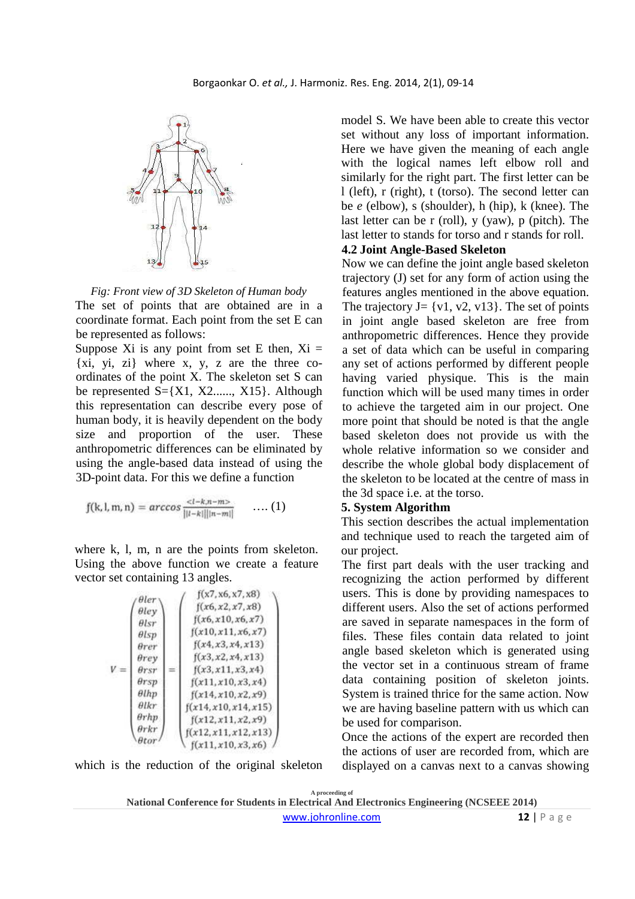*Fig: Front view of 3D Skeleton of Human body*

The set of points that are obtained are in a coordinate format. Each point from the set E can be represented as follows:

Suppose Xi is any point from set E then, Xi = {xi, yi, zi} where x, y, z are the three co-ordinates of the point X. The skeleton set S can be represented S={X1, X2......, X15}. Although this representation can describe every pose of human body, it is heavily dependent on the body size and proportion of the user. These anthropometric differences can be eliminated by using the angle-based data instead of using the 3D-point data. For this we define a function

$$f(k, l, m, n) = \arccos \frac{<l-k, n-m>}{\|l-k\|\|n-m\|} \quad \ldots (1)$$

where k, l, m, n are the points from skeleton. Using the above function we create a feature vector set containing 13 angles.

$$V = \begin{pmatrix} \theta ler \\ \theta ley \\ \theta lsr \\ \theta lsp \\ \theta rer \\ \theta rey \\ \theta rsr \\ \theta rsp \\ \theta lhp \\ \theta lkr \\ \theta rhp \\ \theta rkr \\ \theta tor \end{pmatrix} = \begin{pmatrix} f(x7, x6, x7, x8) \\ f(x6, x2, x7, x8) \\ f(x6, x10, x6, x7) \\ f(x10, x11, x6, x7) \\ f(x4, x3, x4, x13) \\ f(x3, x2, x4, x13) \\ f(x3, x11, x3, x4) \\ f(x11, x10, x3, x4) \\ f(x14, x10, x2, x9) \\ f(x14, x10, x14, x15) \\ f(x12, x11, x2, x9) \\ f(x12, x11, x12, x13) \\ f(x11, x10, x3, x6) \end{pmatrix}$$

which is the reduction of the original skeleton model S. We have been able to create this vector set without any loss of important information. Here we have given the meaning of each angle with the logical names left elbow roll and similarly for the right part. The first letter can be l (left), r (right), t (torso). The second letter can be *e* (elbow), s (shoulder), h (hip), k (knee). The last letter can be r (roll), y (yaw), p (pitch). The last letter to stands for torso and r stands for roll.

### 4.2 Joint Angle-Based Skeleton

Now we can define the joint angle based skeleton trajectory (J) set for any form of action using the features angles mentioned in the above equation. The trajectory J= {v1, v2, v13}. The set of points in joint angle based skeleton are free from anthropometric differences. Hence they provide a set of data which can be useful in comparing any set of actions performed by different people having varied physique. This is the main function which will be used many times in order to achieve the targeted aim in our project. One more point that should be noted is that the angle based skeleton does not provide us with the whole relative information so we consider and describe the whole global body displacement of the skeleton to be located at the centre of mass in the 3d space i.e. at the torso.

## 5. System Algorithm

This section describes the actual implementation and technique used to reach the targeted aim of our project.

The first part deals with the user tracking and recognizing the action performed by different users. This is done by providing namespaces to different users. Also the set of actions performed are saved in separate namespaces in the form of files. These files contain data related to joint angle based skeleton which is generated using the vector set in a continuous stream of frame data containing position of skeleton joints. System is trained thrice for the same action. Now we are having baseline pattern with us which can be used for comparison.

Once the actions of the expert are recorded then the actions of user are recorded from, which are displayed on a canvas next to a canvas showing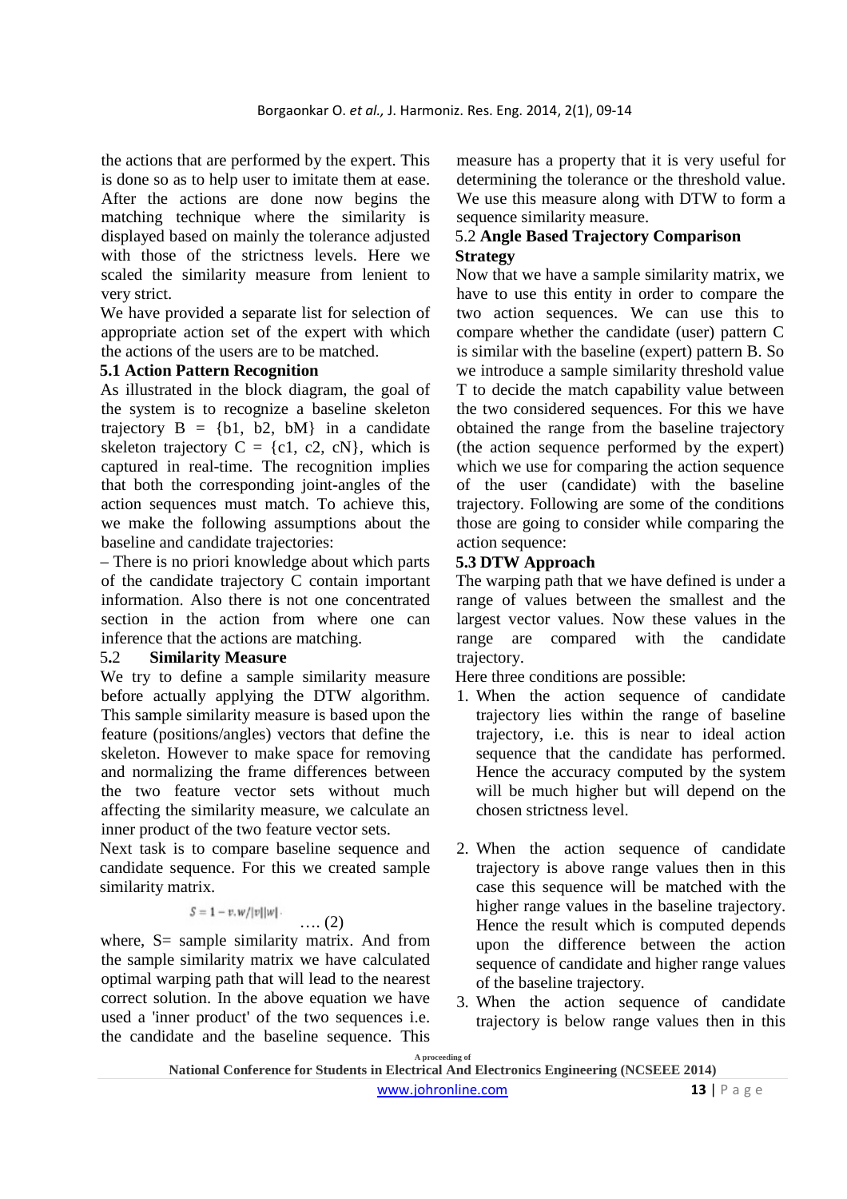the actions that are performed by the expert. This is done so as to help user to imitate them at ease. After the actions are done now begins the matching technique where the similarity is displayed based on mainly the tolerance adjusted with those of the strictness levels. Here we scaled the similarity measure from lenient to very strict.

We have provided a separate list for selection of appropriate action set of the expert with which the actions of the users are to be matched.

### 5.1 Action Pattern Recognition

As illustrated in the block diagram, the goal of the system is to recognize a baseline skeleton trajectory B = {b1, b2, bM} in a candidate skeleton trajectory C = {c1, c2, cN}, which is captured in real-time. The recognition implies that both the corresponding joint-angles of the action sequences must match. To achieve this, we make the following assumptions about the baseline and candidate trajectories:

– There is no priori knowledge about which parts of the candidate trajectory C contain important information. Also there is not one concentrated section in the action from where one can inference that the actions are matching.

### 5.2 Similarity Measure

We try to define a sample similarity measure before actually applying the DTW algorithm. This sample similarity measure is based upon the feature (positions/angles) vectors that define the skeleton. However to make space for removing and normalizing the frame differences between the two feature vector sets without much affecting the similarity measure, we calculate an inner product of the two feature vector sets.

Next task is to compare baseline sequence and candidate sequence. For this we created sample similarity matrix.

$$S = 1 - v.w/|v||w| \quad \text{.... (2)}$$

where, S= sample similarity matrix. And from the sample similarity matrix we have calculated optimal warping path that will lead to the nearest correct solution. In the above equation we have used a 'inner product' of the two sequences i.e. the candidate and the baseline sequence. This measure has a property that it is very useful for determining the tolerance or the threshold value. We use this measure along with DTW to form a sequence similarity measure.

### 5.2 Angle Based Trajectory Comparison Strategy

Now that we have a sample similarity matrix, we have to use this entity in order to compare the two action sequences. We can use this to compare whether the candidate (user) pattern C is similar with the baseline (expert) pattern B. So we introduce a sample similarity threshold value T to decide the match capability value between the two considered sequences. For this we have obtained the range from the baseline trajectory (the action sequence performed by the expert) which we use for comparing the action sequence of the user (candidate) with the baseline trajectory. Following are some of the conditions those are going to consider while comparing the action sequence:

### 5.3 DTW Approach

The warping path that we have defined is under a range of values between the smallest and the largest vector values. Now these values in the range are compared with the candidate trajectory.

Here three conditions are possible:

1. When the action sequence of candidate trajectory lies within the range of baseline trajectory, i.e. this is near to ideal action sequence that the candidate has performed. Hence the accuracy computed by the system will be much higher but will depend on the chosen strictness level.

2. When the action sequence of candidate trajectory is above range values then in this case this sequence will be matched with the higher range values in the baseline trajectory. Hence the result which is computed depends upon the difference between the action sequence of candidate and higher range values of the baseline trajectory.
3. When the action sequence of candidate trajectory is below range values then in this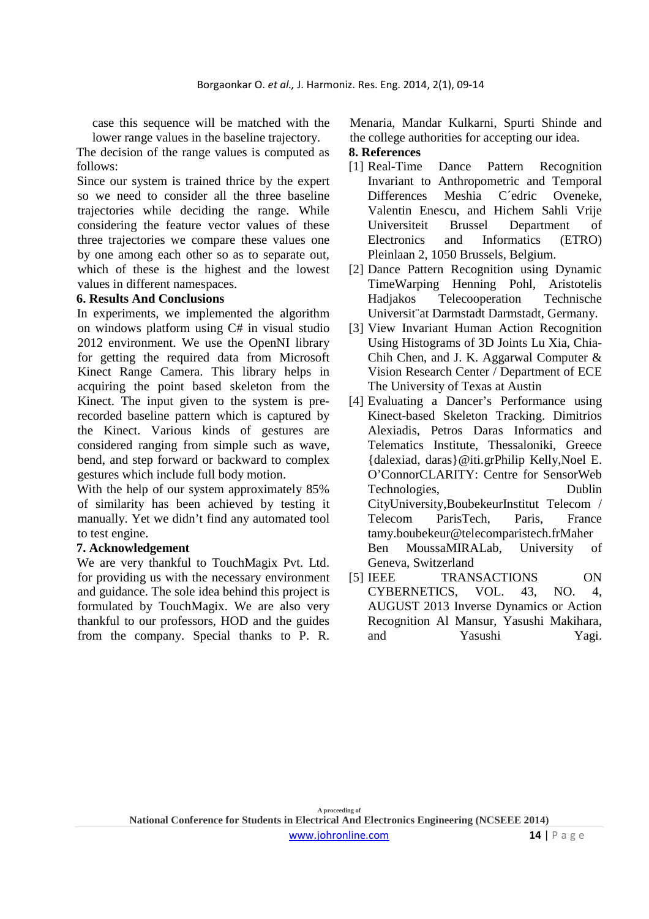case this sequence will be matched with the lower range values in the baseline trajectory.

The decision of the range values is computed as follows:

Since our system is trained thrice by the expert so we need to consider all the three baseline trajectories while deciding the range. While considering the feature vector values of these three trajectories we compare these values one by one among each other so as to separate out, which of these is the highest and the lowest values in different namespaces.

**6. Results And Conclusions**

In experiments, we implemented the algorithm on windows platform using C# in visual studio 2012 environment. We use the OpenNI library for getting the required data from Microsoft Kinect Range Camera. This library helps in acquiring the point based skeleton from the Kinect. The input given to the system is pre-recorded baseline pattern which is captured by the Kinect. Various kinds of gestures are considered ranging from simple such as wave, bend, and step forward or backward to complex gestures which include full body motion.

With the help of our system approximately 85% of similarity has been achieved by testing it manually. Yet we didn't find any automated tool to test engine.

**7. Acknowledgement**

We are very thankful to TouchMagix Pvt. Ltd. for providing us with the necessary environment and guidance. The sole idea behind this project is formulated by TouchMagix. We are also very thankful to our professors, HOD and the guides from the company. Special thanks to P. R. Menaria, Mandar Kulkarni, Spurti Shinde and the college authorities for accepting our idea.

**8. References**

[1] Real-Time Dance Pattern Recognition Invariant to Anthropometric and Temporal Differences Meshia C´edric Oveneke, Valentin Enescu, and Hichem Sahli Vrije Universiteit Brussel Department of Electronics and Informatics (ETRO) Pleinlaan 2, 1050 Brussels, Belgium.

[2] Dance Pattern Recognition using Dynamic TimeWarping Henning Pohl, Aristotelis Hadjakos Telecooperation Technische Universit¨at Darmstadt Darmstadt, Germany.

[3] View Invariant Human Action Recognition Using Histograms of 3D Joints Lu Xia, Chia-Chih Chen, and J. K. Aggarwal Computer & Vision Research Center / Department of ECE The University of Texas at Austin

[4] Evaluating a Dancer's Performance using Kinect-based Skeleton Tracking. Dimitrios Alexiadis, Petros Daras Informatics and Telematics Institute, Thessaloniki, Greece {dalexiad, daras}@iti.grPhilip Kelly,Noel E. O'ConnorCLARITY: Centre for SensorWeb Technologies, Dublin CityUniversity,BoubekeurInstitut Telecom / Telecom ParisTech, Paris, France tamy.boubekeur@telecomparistech.frMaher Ben MoussaMIRALab, University of Geneva, Switzerland

[5] IEEE TRANSACTIONS ON CYBERNETICS, VOL. 43, NO. 4, AUGUST 2013 Inverse Dynamics or Action Recognition Al Mansur, Yasushi Makihara, and Yasushi Yagi.